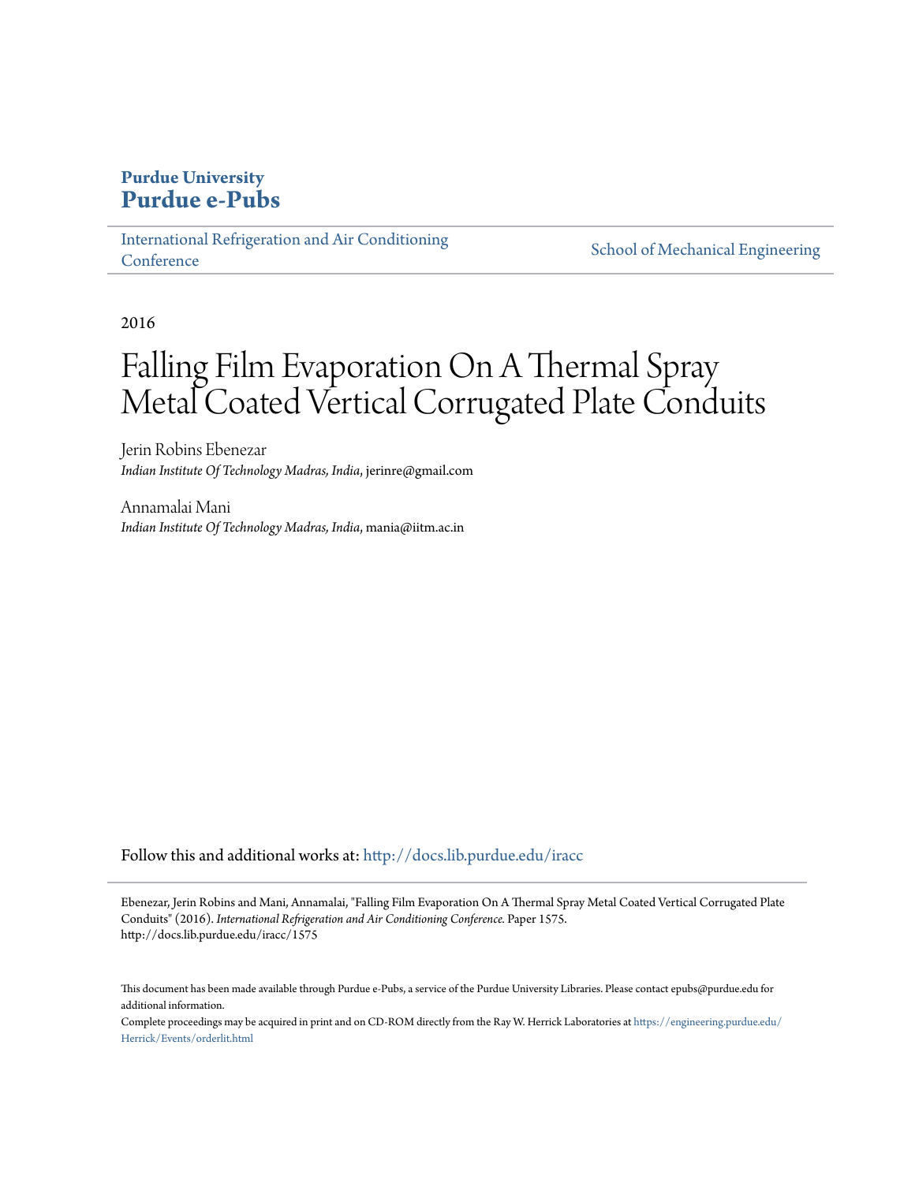**Purdue University**
**Purdue e-Pubs**

International Refrigeration and Air Conditioning Conference | School of Mechanical Engineering

2016

# Falling Film Evaporation On A Thermal Spray Metal Coated Vertical Corrugated Plate Conduits

Jerin Robins Ebenezar
*Indian Institute Of Technology Madras, India*, jerinre@gmail.com

Annamalai Mani
*Indian Institute Of Technology Madras, India*, mania@iitm.ac.in

Follow this and additional works at: http://docs.lib.purdue.edu/iracc

Ebenezar, Jerin Robins and Mani, Annamalai, "Falling Film Evaporation On A Thermal Spray Metal Coated Vertical Corrugated Plate Conduits" (2016). *International Refrigeration and Air Conditioning Conference.* Paper 1575.
http://docs.lib.purdue.edu/iracc/1575

This document has been made available through Purdue e-Pubs, a service of the Purdue University Libraries. Please contact epubs@purdue.edu for additional information.

Complete proceedings may be acquired in print and on CD-ROM directly from the Ray W. Herrick Laboratories at https://engineering.purdue.edu/Herrick/Events/orderlit.html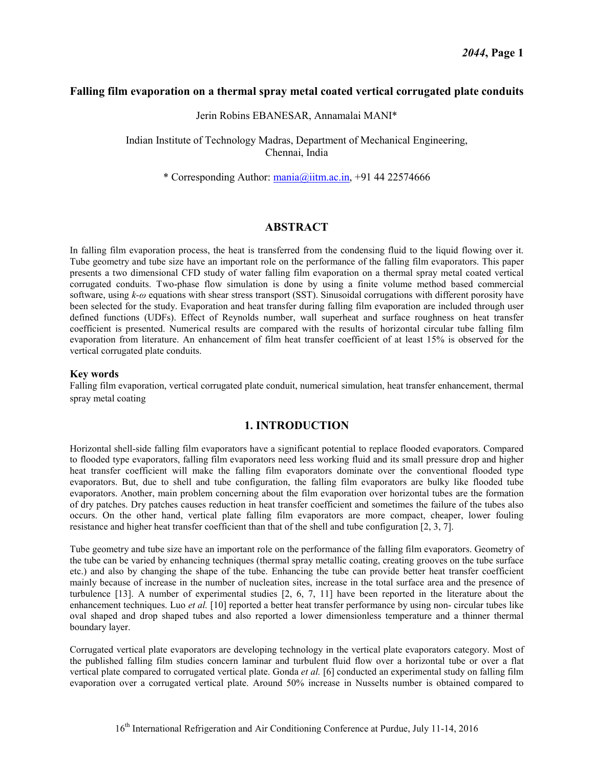# Falling film evaporation on a thermal spray metal coated vertical corrugated plate conduits

Jerin Robins EBANESAR, Annamalai MANI*

Indian Institute of Technology Madras, Department of Mechanical Engineering,
Chennai, India

* Corresponding Author: mania@iitm.ac.in, +91 44 22574666

## ABSTRACT

In falling film evaporation process, the heat is transferred from the condensing fluid to the liquid flowing over it. Tube geometry and tube size have an important role on the performance of the falling film evaporators. This paper presents a two dimensional CFD study of water falling film evaporation on a thermal spray metal coated vertical corrugated conduits. Two-phase flow simulation is done by using a finite volume method based commercial software, using *k-ω* equations with shear stress transport (SST). Sinusoidal corrugations with different porosity have been selected for the study. Evaporation and heat transfer during falling film evaporation are included through user defined functions (UDFs). Effect of Reynolds number, wall superheat and surface roughness on heat transfer coefficient is presented. Numerical results are compared with the results of horizontal circular tube falling film evaporation from literature. An enhancement of film heat transfer coefficient of at least 15% is observed for the vertical corrugated plate conduits.

### Key words

Falling film evaporation, vertical corrugated plate conduit, numerical simulation, heat transfer enhancement, thermal spray metal coating

## 1. INTRODUCTION

Horizontal shell-side falling film evaporators have a significant potential to replace flooded evaporators. Compared to flooded type evaporators, falling film evaporators need less working fluid and its small pressure drop and higher heat transfer coefficient will make the falling film evaporators dominate over the conventional flooded type evaporators. But, due to shell and tube configuration, the falling film evaporators are bulky like flooded tube evaporators. Another, main problem concerning about the film evaporation over horizontal tubes are the formation of dry patches. Dry patches causes reduction in heat transfer coefficient and sometimes the failure of the tubes also occurs. On the other hand, vertical plate falling film evaporators are more compact, cheaper, lower fouling resistance and higher heat transfer coefficient than that of the shell and tube configuration [2, 3, 7].

Tube geometry and tube size have an important role on the performance of the falling film evaporators. Geometry of the tube can be varied by enhancing techniques (thermal spray metallic coating, creating grooves on the tube surface etc.) and also by changing the shape of the tube. Enhancing the tube can provide better heat transfer coefficient mainly because of increase in the number of nucleation sites, increase in the total surface area and the presence of turbulence [13]. A number of experimental studies [2, 6, 7, 11] have been reported in the literature about the enhancement techniques. Luo *et al.* [10] reported a better heat transfer performance by using non- circular tubes like oval shaped and drop shaped tubes and also reported a lower dimensionless temperature and a thinner thermal boundary layer.

Corrugated vertical plate evaporators are developing technology in the vertical plate evaporators category. Most of the published falling film studies concern laminar and turbulent fluid flow over a horizontal tube or over a flat vertical plate compared to corrugated vertical plate. Gonda *et al.* [6] conducted an experimental study on falling film evaporation over a corrugated vertical plate. Around 50% increase in Nusselts number is obtained compared to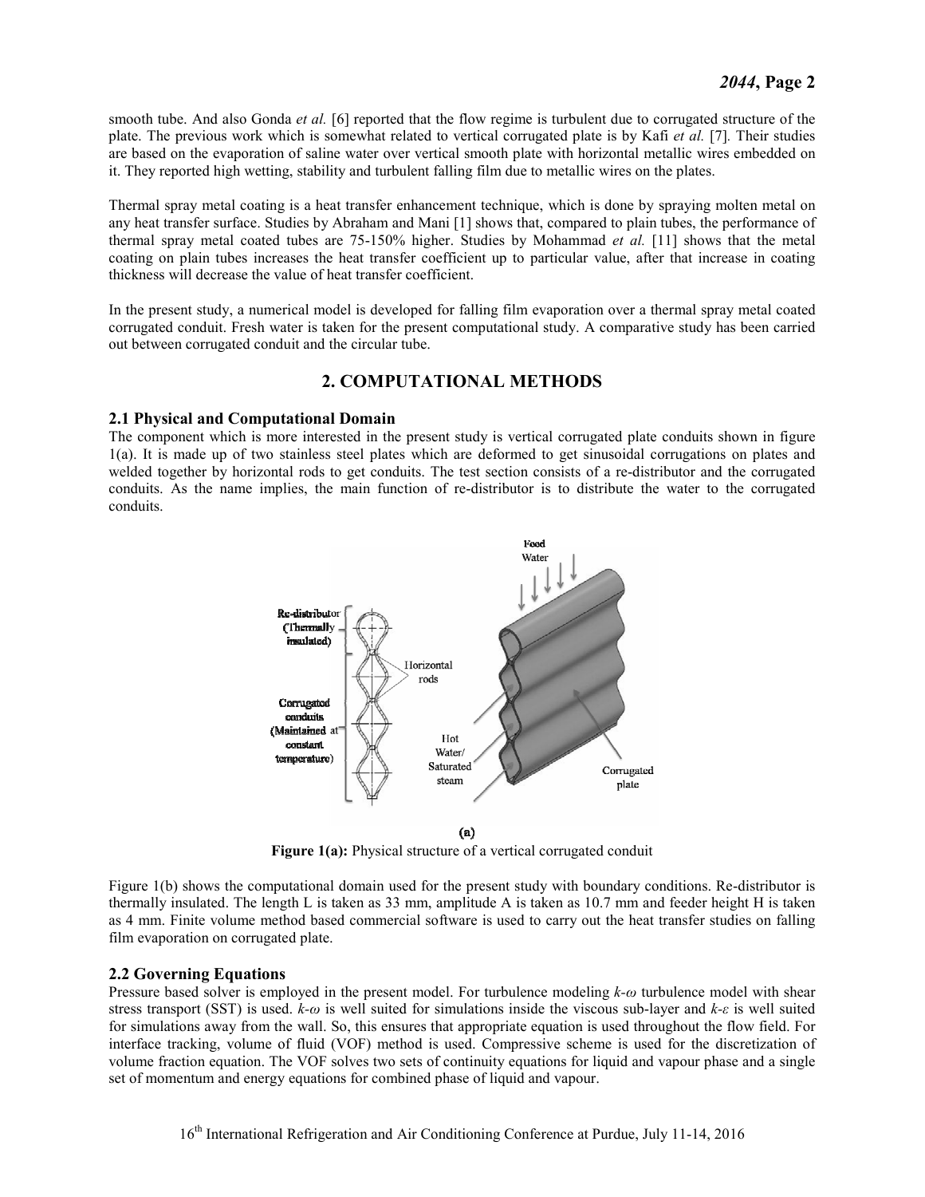smooth tube. And also Gonda *et al.* [6] reported that the flow regime is turbulent due to corrugated structure of the plate. The previous work which is somewhat related to vertical corrugated plate is by Kafi *et al.* [7]. Their studies are based on the evaporation of saline water over vertical smooth plate with horizontal metallic wires embedded on it. They reported high wetting, stability and turbulent falling film due to metallic wires on the plates.

Thermal spray metal coating is a heat transfer enhancement technique, which is done by spraying molten metal on any heat transfer surface. Studies by Abraham and Mani [1] shows that, compared to plain tubes, the performance of thermal spray metal coated tubes are 75-150% higher. Studies by Mohammad *et al.* [11] shows that the metal coating on plain tubes increases the heat transfer coefficient up to particular value, after that increase in coating thickness will decrease the value of heat transfer coefficient.

In the present study, a numerical model is developed for falling film evaporation over a thermal spray metal coated corrugated conduit. Fresh water is taken for the present computational study. A comparative study has been carried out between corrugated conduit and the circular tube.

## 2. COMPUTATIONAL METHODS

### 2.1 Physical and Computational Domain

The component which is more interested in the present study is vertical corrugated plate conduits shown in figure 1(a). It is made up of two stainless steel plates which are deformed to get sinusoidal corrugations on plates and welded together by horizontal rods to get conduits. The test section consists of a re-distributor and the corrugated conduits. As the name implies, the main function of re-distributor is to distribute the water to the corrugated conduits.

(a)

**Figure 1(a):** Physical structure of a vertical corrugated conduit

Figure 1(b) shows the computational domain used for the present study with boundary conditions. Re-distributor is thermally insulated. The length L is taken as 33 mm, amplitude A is taken as 10.7 mm and feeder height H is taken as 4 mm. Finite volume method based commercial software is used to carry out the heat transfer studies on falling film evaporation on corrugated plate.

### 2.2 Governing Equations

Pressure based solver is employed in the present model. For turbulence modeling *k-ω* turbulence model with shear stress transport (SST) is used. *k-ω* is well suited for simulations inside the viscous sub-layer and *k-ε* is well suited for simulations away from the wall. So, this ensures that appropriate equation is used throughout the flow field. For interface tracking, volume of fluid (VOF) method is used. Compressive scheme is used for the discretization of volume fraction equation. The VOF solves two sets of continuity equations for liquid and vapour phase and a single set of momentum and energy equations for combined phase of liquid and vapour.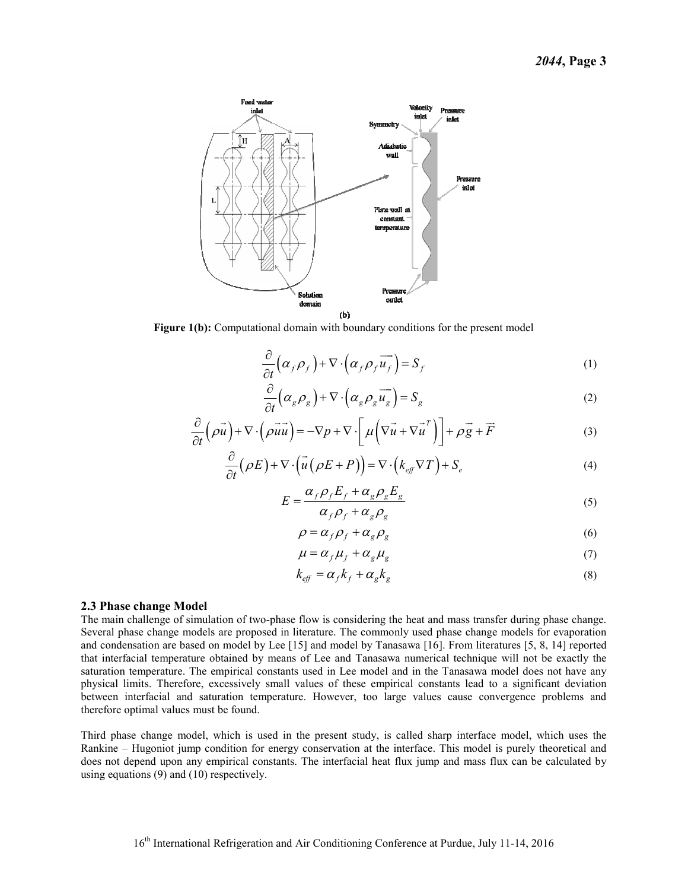**Figure 1(b):** Computational domain with boundary conditions for the present model

$$\frac{\partial}{\partial t}\left(\alpha_f \rho_f\right)+\nabla\cdot\left(\alpha_f \rho_f \overrightarrow{u_f}\right)=S_f \tag{1}$$

$$\frac{\partial}{\partial t}\left(\alpha_g \rho_g\right)+\nabla\cdot\left(\alpha_g \rho_g \overrightarrow{u_g}\right)=S_g \tag{2}$$

$$\frac{\partial}{\partial t}\left(\rho \vec{u}\right)+\nabla\cdot\left(\rho \vec{u}\vec{u}\right)=-\nabla p+\nabla\cdot\left[\mu\left(\nabla\vec{u}+\nabla\vec{u}^T\right)\right]+\rho\vec{g}+\vec{F} \tag{3}$$

$$\frac{\partial}{\partial t}\left(\rho E\right)+\nabla\cdot\left(\vec{u}\left(\rho E+P\right)\right)=\nabla\cdot\left(k_{eff}\nabla T\right)+S_e \tag{4}$$

$$E=\frac{\alpha_f \rho_f E_f+\alpha_g \rho_g E_g}{\alpha_f \rho_f+\alpha_g \rho_g} \tag{5}$$

$$\rho=\alpha_f \rho_f+\alpha_g \rho_g \tag{6}$$

$$\mu=\alpha_f \mu_f+\alpha_g \mu_g \tag{7}$$

$$k_{eff}=\alpha_f k_f+\alpha_g k_g \tag{8}$$

### 2.3 Phase change Model

The main challenge of simulation of two-phase flow is considering the heat and mass transfer during phase change. Several phase change models are proposed in literature. The commonly used phase change models for evaporation and condensation are based on model by Lee [15] and model by Tanasawa [16]. From literatures [5, 8, 14] reported that interfacial temperature obtained by means of Lee and Tanasawa numerical technique will not be exactly the saturation temperature. The empirical constants used in Lee model and in the Tanasawa model does not have any physical limits. Therefore, excessively small values of these empirical constants lead to a significant deviation between interfacial and saturation temperature. However, too large values cause convergence problems and therefore optimal values must be found.

Third phase change model, which is used in the present study, is called sharp interface model, which uses the Rankine – Hugoniot jump condition for energy conservation at the interface. This model is purely theoretical and does not depend upon any empirical constants. The interfacial heat flux jump and mass flux can be calculated by using equations (9) and (10) respectively.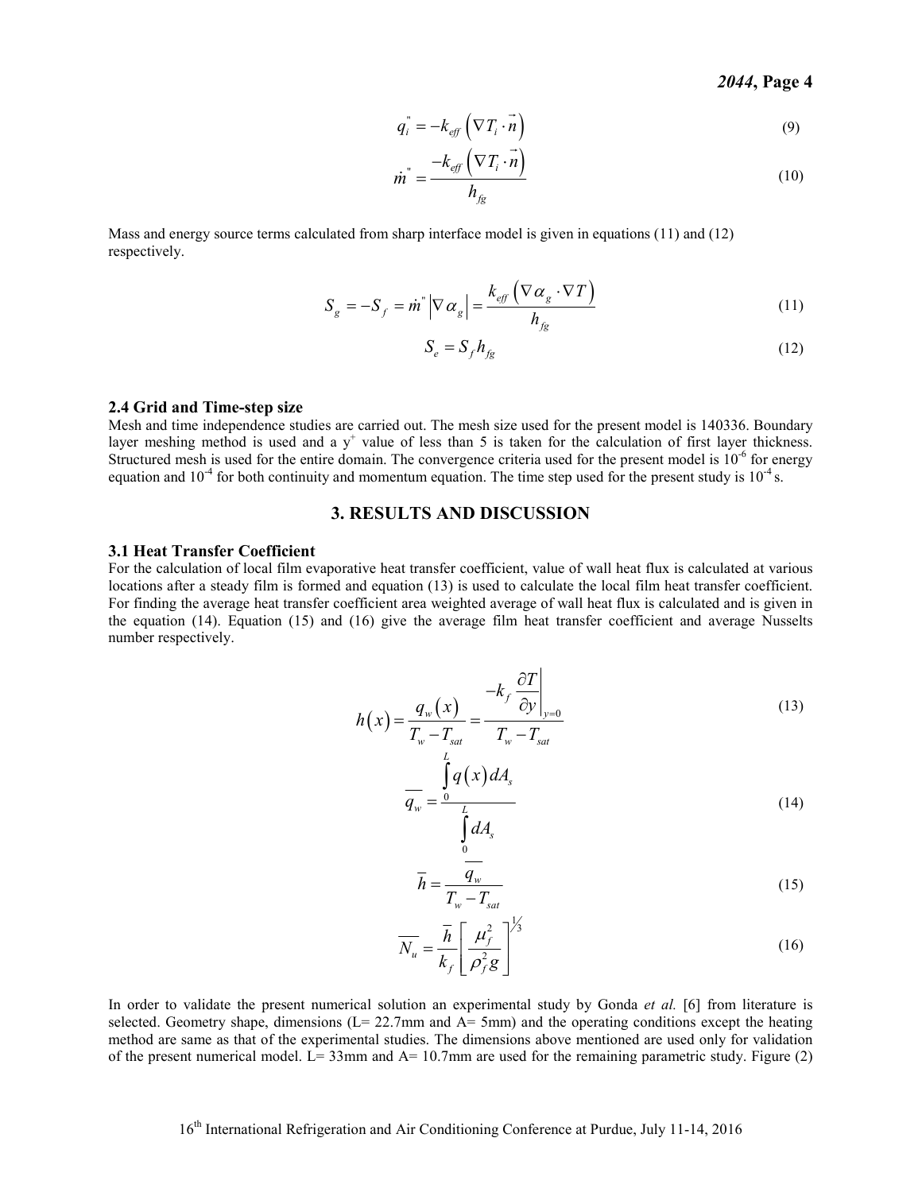$$q_i^{''} = -k_{eff}\left(\nabla T_i \cdot \vec{n}\right) \tag{9}$$

$$\dot{m}^{''} = \frac{-k_{eff}\left(\nabla T_i \cdot \vec{n}\right)}{h_{fg}} \tag{10}$$

Mass and energy source terms calculated from sharp interface model is given in equations (11) and (12) respectively.

$$S_g = -S_f = \dot{m}^{''}\left|\nabla \alpha_g\right| = \frac{k_{eff}\left(\nabla \alpha_g \cdot \nabla T\right)}{h_{fg}} \tag{11}$$

$$S_e = S_f h_{fg} \tag{12}$$

### 2.4 Grid and Time-step size

Mesh and time independence studies are carried out. The mesh size used for the present model is 140336. Boundary layer meshing method is used and a $y^+$ value of less than 5 is taken for the calculation of first layer thickness. Structured mesh is used for the entire domain. The convergence criteria used for the present model is $10^{-6}$ for energy equation and $10^{-4}$ for both continuity and momentum equation. The time step used for the present study is $10^{-4}$ s.

## 3. RESULTS AND DISCUSSION

### 3.1 Heat Transfer Coefficient

For the calculation of local film evaporative heat transfer coefficient, value of wall heat flux is calculated at various locations after a steady film is formed and equation (13) is used to calculate the local film heat transfer coefficient. For finding the average heat transfer coefficient area weighted average of wall heat flux is calculated and is given in the equation (14). Equation (15) and (16) give the average film heat transfer coefficient and average Nusselts number respectively.

$$h\left(x\right) = \frac{q_w\left(x\right)}{T_w - T_{sat}} = \frac{-k_f \left.\dfrac{\partial T}{\partial y}\right|_{y=0}}{T_w - T_{sat}} \tag{13}$$

$$\overline{q_w} = \frac{\int_0^L q\left(x\right) dA_s}{\int_0^L dA_s} \tag{14}$$

$$\overline{h} = \frac{\overline{q_w}}{T_w - T_{sat}} \tag{15}$$

$$\overline{N_u} = \frac{\overline{h}}{k_f}\left[\frac{\mu_f^2}{\rho_f^2 g}\right]^{1/3} \tag{16}$$

In order to validate the present numerical solution an experimental study by Gonda *et al.* [6] from literature is selected. Geometry shape, dimensions (L= 22.7mm and A= 5mm) and the operating conditions except the heating method are same as that of the experimental studies. The dimensions above mentioned are used only for validation of the present numerical model. L= 33mm and A= 10.7mm are used for the remaining parametric study. Figure (2)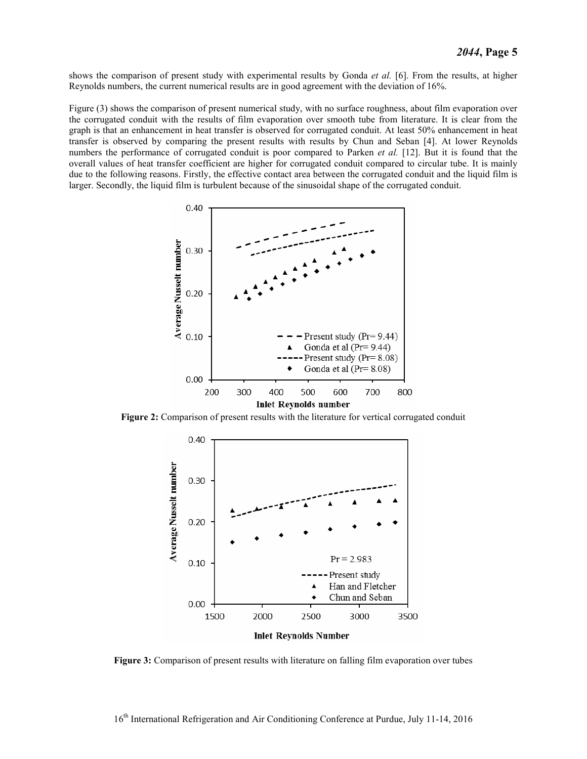shows the comparison of present study with experimental results by Gonda *et al.* [6]. From the results, at higher Reynolds numbers, the current numerical results are in good agreement with the deviation of 16%.

Figure (3) shows the comparison of present numerical study, with no surface roughness, about film evaporation over the corrugated conduit with the results of film evaporation over smooth tube from literature. It is clear from the graph is that an enhancement in heat transfer is observed for corrugated conduit. At least 50% enhancement in heat transfer is observed by comparing the present results with results by Chun and Seban [4]. At lower Reynolds numbers the performance of corrugated conduit is poor compared to Parken *et al.* [12]. But it is found that the overall values of heat transfer coefficient are higher for corrugated conduit compared to circular tube. It is mainly due to the following reasons. Firstly, the effective contact area between the corrugated conduit and the liquid film is larger. Secondly, the liquid film is turbulent because of the sinusoidal shape of the corrugated conduit.

**Figure 2:** Comparison of present results with the literature for vertical corrugated conduit

**Figure 3:** Comparison of present results with literature on falling film evaporation over tubes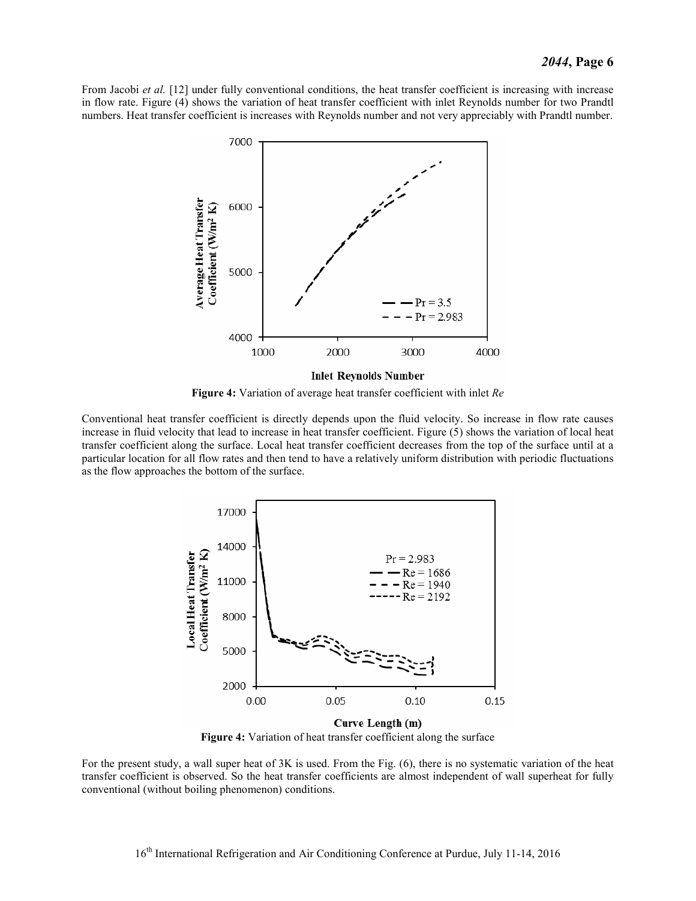From Jacobi *et al.* [12] under fully conventional conditions, the heat transfer coefficient is increasing with increase in flow rate. Figure (4) shows the variation of heat transfer coefficient with inlet Reynolds number for two Prandtl numbers. Heat transfer coefficient is increases with Reynolds number and not very appreciably with Prandtl number.

**Figure 4:** Variation of average heat transfer coefficient with inlet *Re*

Conventional heat transfer coefficient is directly depends upon the fluid velocity. So increase in flow rate causes increase in fluid velocity that lead to increase in heat transfer coefficient. Figure (5) shows the variation of local heat transfer coefficient along the surface. Local heat transfer coefficient decreases from the top of the surface until at a particular location for all flow rates and then tend to have a relatively uniform distribution with periodic fluctuations as the flow approaches the bottom of the surface.

**Figure 4:** Variation of heat transfer coefficient along the surface

For the present study, a wall super heat of 3K is used. From the Fig. (6), there is no systematic variation of the heat transfer coefficient is observed. So the heat transfer coefficients are almost independent of wall superheat for fully conventional (without boiling phenomenon) conditions.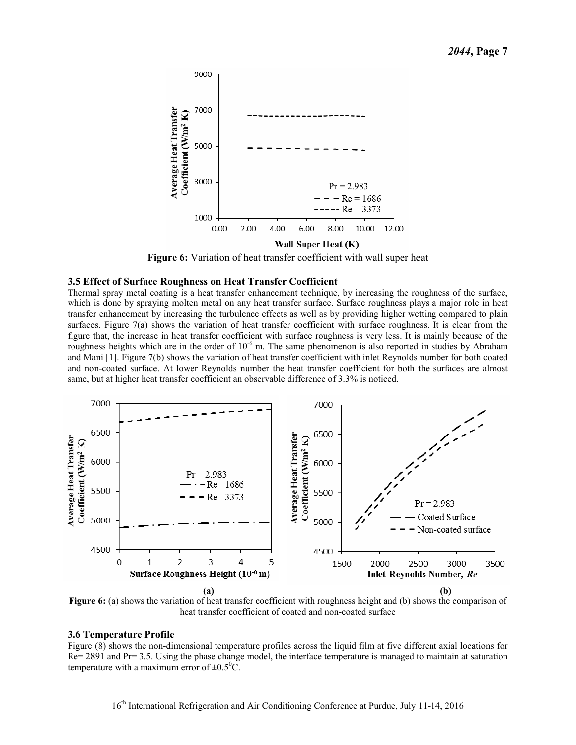**Figure 6:** Variation of heat transfer coefficient with wall super heat

### 3.5 Effect of Surface Roughness on Heat Transfer Coefficient

Thermal spray metal coating is a heat transfer enhancement technique, by increasing the roughness of the surface, which is done by spraying molten metal on any heat transfer surface. Surface roughness plays a major role in heat transfer enhancement by increasing the turbulence effects as well as by providing higher wetting compared to plain surfaces. Figure 7(a) shows the variation of heat transfer coefficient with surface roughness. It is clear from the figure that, the increase in heat transfer coefficient with surface roughness is very less. It is mainly because of the roughness heights which are in the order of $10^{-6}$ m. The same phenomenon is also reported in studies by Abraham and Mani [1]. Figure 7(b) shows the variation of heat transfer coefficient with inlet Reynolds number for both coated and non-coated surface. At lower Reynolds number the heat transfer coefficient for both the surfaces are almost same, but at higher heat transfer coefficient an observable difference of 3.3% is noticed.

**Figure 6:** (a) shows the variation of heat transfer coefficient with roughness height and (b) shows the comparison of heat transfer coefficient of coated and non-coated surface

### 3.6 Temperature Profile

Figure (8) shows the non-dimensional temperature profiles across the liquid film at five different axial locations for Re= 2891 and Pr= 3.5. Using the phase change model, the interface temperature is managed to maintain at saturation temperature with a maximum error of $\pm 0.5^0$C.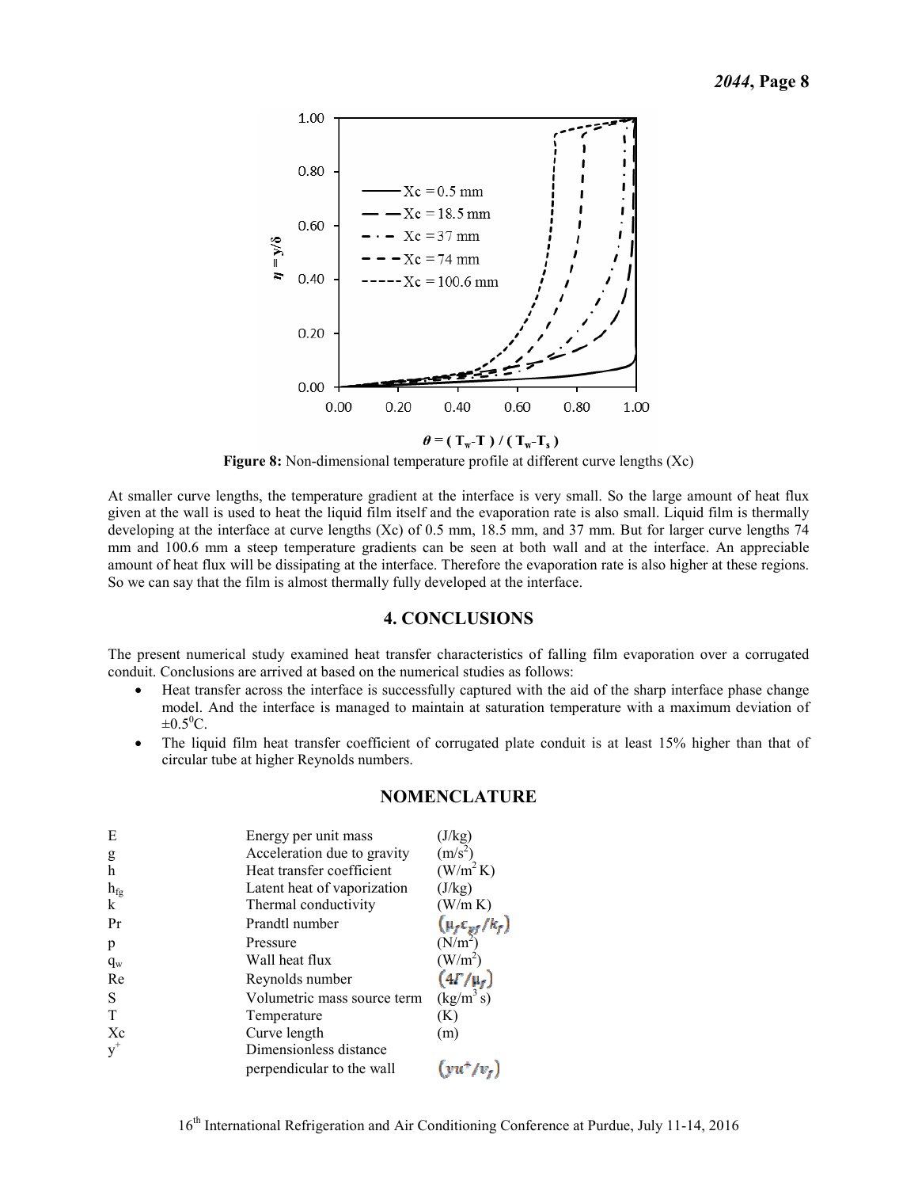**Figure 8:** Non-dimensional temperature profile at different curve lengths (Xc)

At smaller curve lengths, the temperature gradient at the interface is very small. So the large amount of heat flux given at the wall is used to heat the liquid film itself and the evaporation rate is also small. Liquid film is thermally developing at the interface at curve lengths (Xc) of 0.5 mm, 18.5 mm, and 37 mm. But for larger curve lengths 74 mm and 100.6 mm a steep temperature gradients can be seen at both wall and at the interface. An appreciable amount of heat flux will be dissipating at the interface. Therefore the evaporation rate is also higher at these regions. So we can say that the film is almost thermally fully developed at the interface.

## 4. CONCLUSIONS

The present numerical study examined heat transfer characteristics of falling film evaporation over a corrugated conduit. Conclusions are arrived at based on the numerical studies as follows:

- Heat transfer across the interface is successfully captured with the aid of the sharp interface phase change model. And the interface is managed to maintain at saturation temperature with a maximum deviation of $\pm 0.5^{0}$C.
- The liquid film heat transfer coefficient of corrugated plate conduit is at least 15% higher than that of circular tube at higher Reynolds numbers.

## NOMENCLATURE

| | | |
|---|---|---|
| E | Energy per unit mass | (J/kg) |
| g | Acceleration due to gravity | (m/s$^2$) |
| h | Heat transfer coefficient | (W/m$^2$ K) |
| $h_{fg}$ | Latent heat of vaporization | (J/kg) |
| k | Thermal conductivity | (W/m K) |
| Pr | Prandtl number | $(\mu_f c_{pf}/k_f)$ |
| p | Pressure | (N/m$^2$) |
| $q_w$ | Wall heat flux | (W/m$^2$) |
| Re | Reynolds number | $(4\Gamma/\mu_f)$ |
| S | Volumetric mass source term | (kg/m$^3$ s) |
| T | Temperature | (K) |
| Xc | Curve length | (m) |
| $y^+$ | Dimensionless distance perpendicular to the wall | $(yu^*/v_f)$ |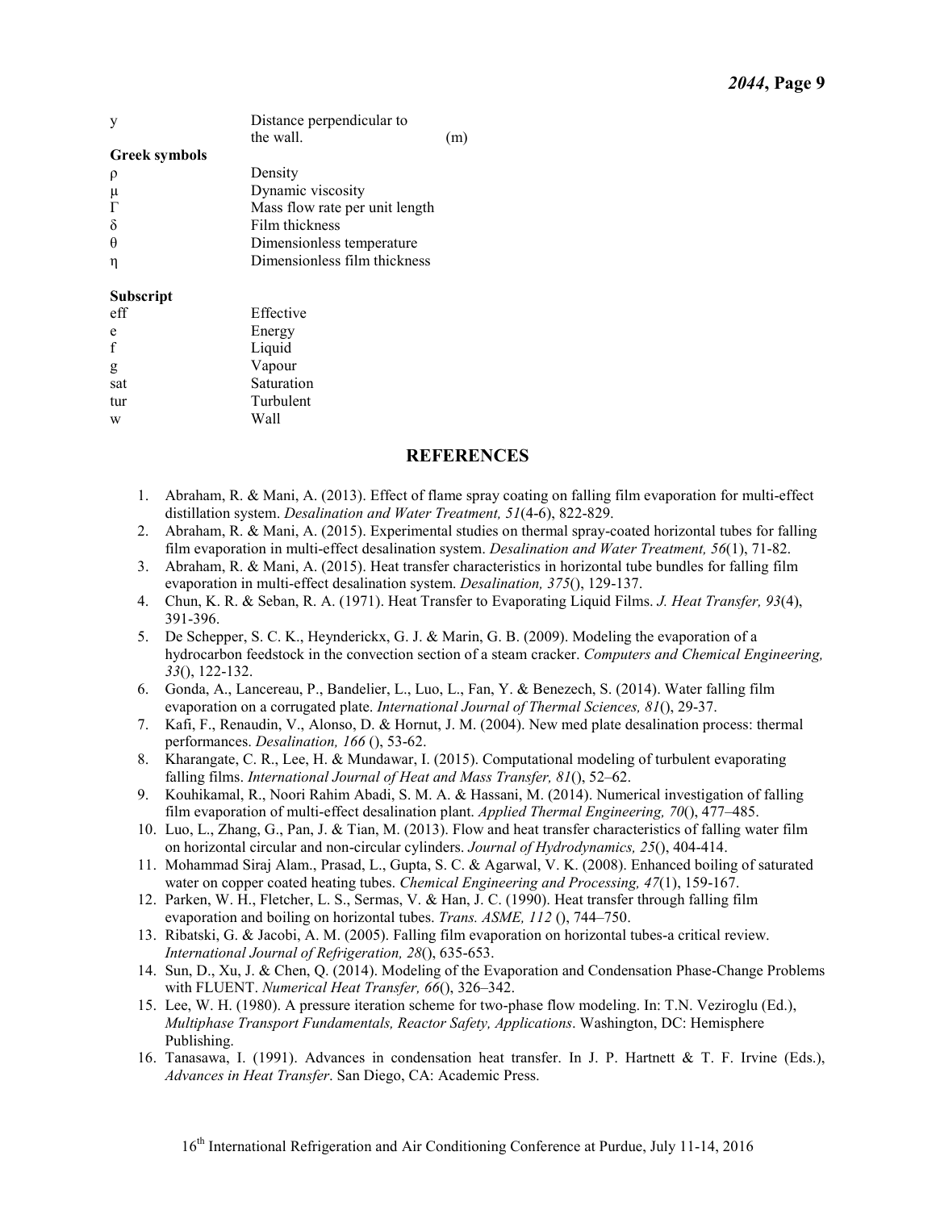| | | |
|---|---|---|
| y | Distance perpendicular to the wall. | (m) |

**Greek symbols**

| | |
|---|---|
| $\rho$ | Density |
| $\mu$ | Dynamic viscosity |
| $\Gamma$ | Mass flow rate per unit length |
| $\delta$ | Film thickness |
| $\theta$ | Dimensionless temperature |
| $\eta$ | Dimensionless film thickness |

**Subscript**

| | |
|---|---|
| eff | Effective |
| e | Energy |
| f | Liquid |
| g | Vapour |
| sat | Saturation |
| tur | Turbulent |
| w | Wall |

## REFERENCES

1. Abraham, R. & Mani, A. (2013). Effect of flame spray coating on falling film evaporation for multi-effect distillation system. *Desalination and Water Treatment, 51*(4-6), 822-829.
2. Abraham, R. & Mani, A. (2015). Experimental studies on thermal spray-coated horizontal tubes for falling film evaporation in multi-effect desalination system. *Desalination and Water Treatment, 56*(1), 71-82.
3. Abraham, R. & Mani, A. (2015). Heat transfer characteristics in horizontal tube bundles for falling film evaporation in multi-effect desalination system. *Desalination, 375*(), 129-137.
4. Chun, K. R. & Seban, R. A. (1971). Heat Transfer to Evaporating Liquid Films. *J. Heat Transfer, 93*(4), 391-396.
5. De Schepper, S. C. K., Heynderickx, G. J. & Marin, G. B. (2009). Modeling the evaporation of a hydrocarbon feedstock in the convection section of a steam cracker. *Computers and Chemical Engineering, 33*(), 122-132.
6. Gonda, A., Lancereau, P., Bandelier, L., Luo, L., Fan, Y. & Benezech, S. (2014). Water falling film evaporation on a corrugated plate. *International Journal of Thermal Sciences, 81*(), 29-37.
7. Kafi, F., Renaudin, V., Alonso, D. & Hornut, J. M. (2004). New med plate desalination process: thermal performances. *Desalination, 166* (), 53-62.
8. Kharangate, C. R., Lee, H. & Mundawar, I. (2015). Computational modeling of turbulent evaporating falling films. *International Journal of Heat and Mass Transfer, 81*(), 52–62.
9. Kouhikamal, R., Noori Rahim Abadi, S. M. A. & Hassani, M. (2014). Numerical investigation of falling film evaporation of multi-effect desalination plant. *Applied Thermal Engineering, 70*(), 477–485.
10. Luo, L., Zhang, G., Pan, J. & Tian, M. (2013). Flow and heat transfer characteristics of falling water film on horizontal circular and non-circular cylinders. *Journal of Hydrodynamics, 25*(), 404-414.
11. Mohammad Siraj Alam., Prasad, L., Gupta, S. C. & Agarwal, V. K. (2008). Enhanced boiling of saturated water on copper coated heating tubes. *Chemical Engineering and Processing, 47*(1), 159-167.
12. Parken, W. H., Fletcher, L. S., Sermas, V. & Han, J. C. (1990). Heat transfer through falling film evaporation and boiling on horizontal tubes. *Trans. ASME, 112* (), 744–750.
13. Ribatski, G. & Jacobi, A. M. (2005). Falling film evaporation on horizontal tubes-a critical review. *International Journal of Refrigeration, 28*(), 635-653.
14. Sun, D., Xu, J. & Chen, Q. (2014). Modeling of the Evaporation and Condensation Phase-Change Problems with FLUENT. *Numerical Heat Transfer, 66*(), 326–342.
15. Lee, W. H. (1980). A pressure iteration scheme for two-phase flow modeling. In: T.N. Veziroglu (Ed.), *Multiphase Transport Fundamentals, Reactor Safety, Applications*. Washington, DC: Hemisphere Publishing.
16. Tanasawa, I. (1991). Advances in condensation heat transfer. In J. P. Hartnett & T. F. Irvine (Eds.), *Advances in Heat Transfer*. San Diego, CA: Academic Press.